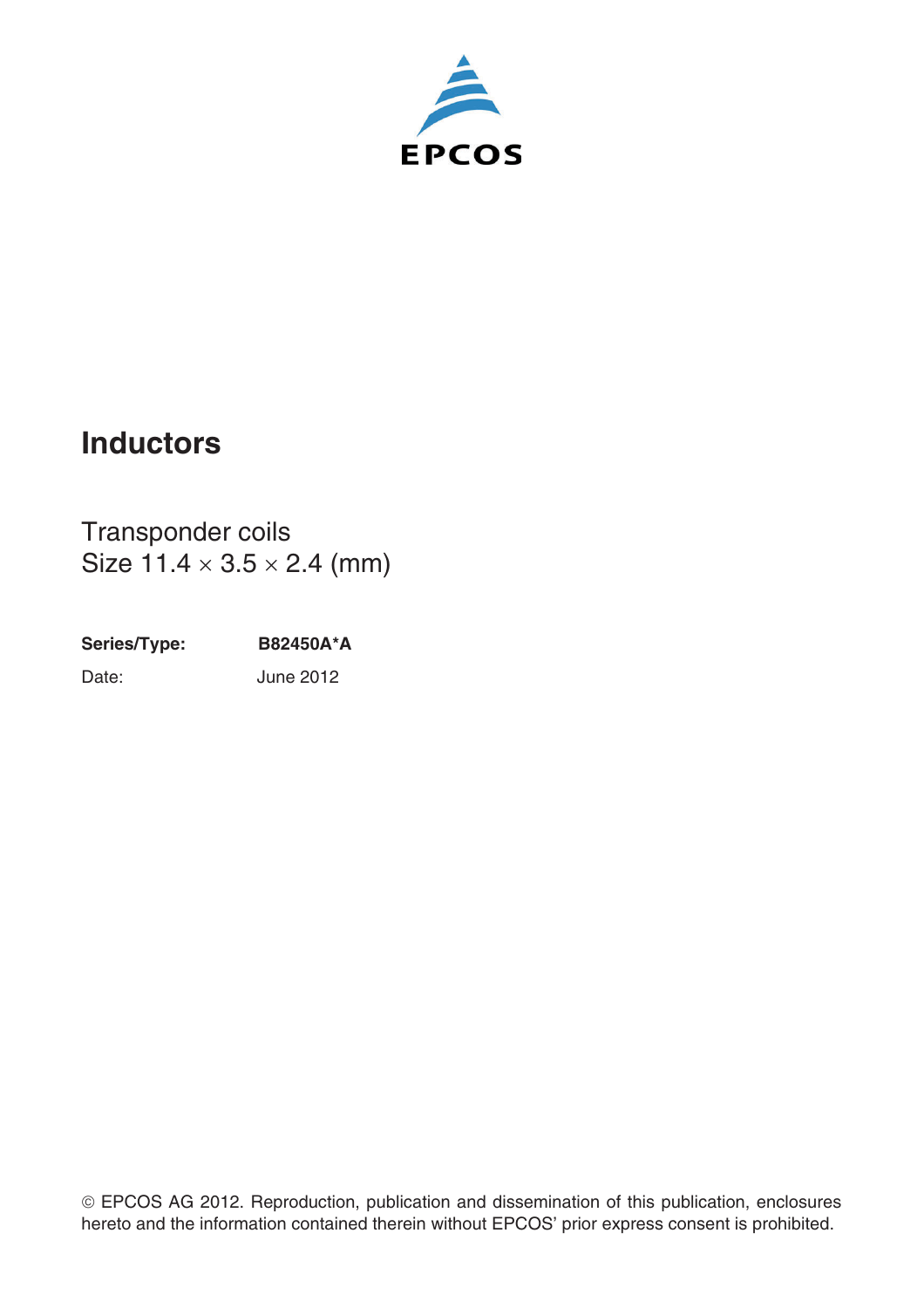EPCOS

# Inductors

## Transponder coils
Size 11.4 × 3.5 × 2.4 (mm)

| | |
|---|---|
| **Series/Type:** | **B82450A*A** |
| Date: | June 2012 |

© EPCOS AG 2012. Reproduction, publication and dissemination of this publication, enclosures hereto and the information contained therein without EPCOS' prior express consent is prohibited.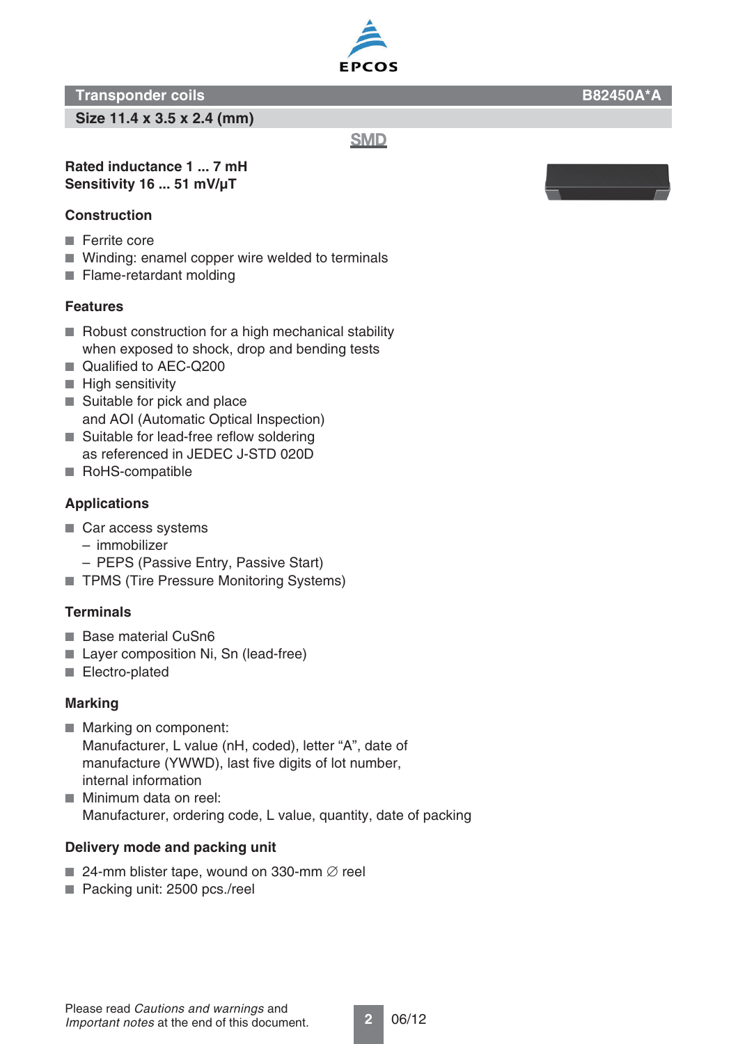# Transponder coils

**B82450A*A**

## Size 11.4 x 3.5 x 2.4 (mm)

SMD

**Rated inductance 1 ... 7 mH**
**Sensitivity 16 ... 51 mV/µT**

### Construction

- Ferrite core
- Winding: enamel copper wire welded to terminals
- Flame-retardant molding

### Features

- Robust construction for a high mechanical stability when exposed to shock, drop and bending tests
- Qualified to AEC-Q200
- High sensitivity
- Suitable for pick and place and AOI (Automatic Optical Inspection)
- Suitable for lead-free reflow soldering as referenced in JEDEC J-STD 020D
- RoHS-compatible

### Applications

- Car access systems
  - immobilizer
  - PEPS (Passive Entry, Passive Start)
- TPMS (Tire Pressure Monitoring Systems)

### Terminals

- Base material CuSn6
- Layer composition Ni, Sn (lead-free)
- Electro-plated

### Marking

- Marking on component:
  Manufacturer, L value (nH, coded), letter “A”, date of manufacture (YWWD), last five digits of lot number, internal information
- Minimum data on reel:
  Manufacturer, ordering code, L value, quantity, date of packing

### Delivery mode and packing unit

- 24-mm blister tape, wound on 330-mm ∅ reel
- Packing unit: 2500 pcs./reel

Please read *Cautions and warnings* and *Important notes* at the end of this document.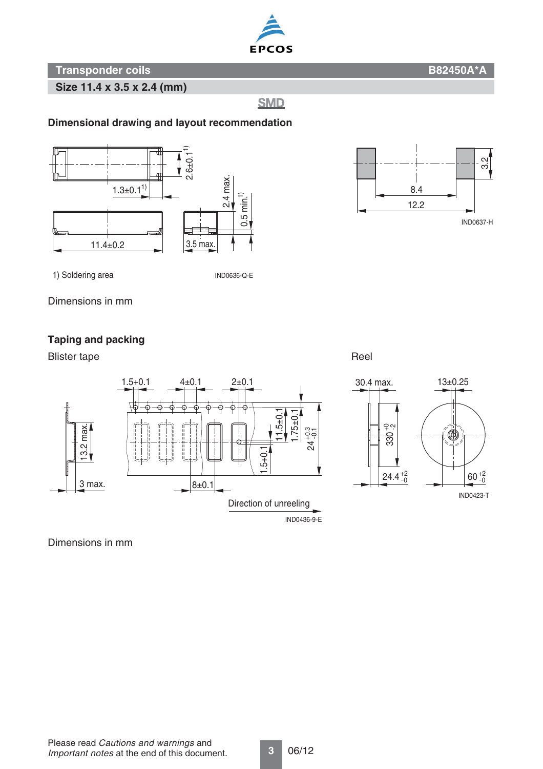## Transponder coils — B82450A*A

### Size 11.4 x 3.5 x 2.4 (mm)

SMD

### Dimensional drawing and layout recommendation

1) Soldering area

Dimensions in mm

### Taping and packing

Blister tape

Reel

Dimensions in mm

Please read *Cautions and warnings* and *Important notes* at the end of this document.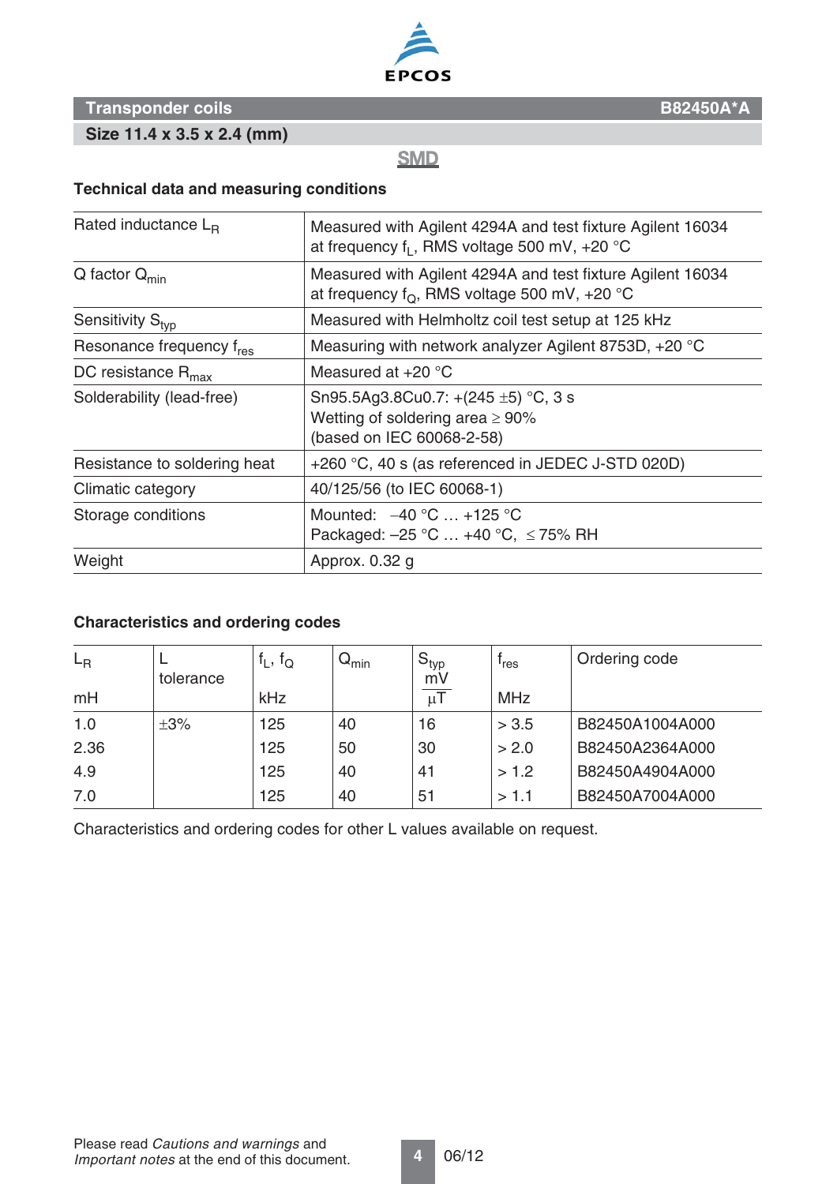# Transponder coils

**B82450A*A**

**Size 11.4 x 3.5 x 2.4 (mm)**

SMD

### Technical data and measuring conditions

| | |
|---|---|
| Rated inductance $L_R$ | Measured with Agilent 4294A and test fixture Agilent 16034 at frequency $f_L$, RMS voltage 500 mV, +20 °C |
| Q factor $Q_{min}$ | Measured with Agilent 4294A and test fixture Agilent 16034 at frequency $f_Q$, RMS voltage 500 mV, +20 °C |
| Sensitivity $S_{typ}$ | Measured with Helmholtz coil test setup at 125 kHz |
| Resonance frequency $f_{res}$ | Measuring with network analyzer Agilent 8753D, +20 °C |
| DC resistance $R_{max}$ | Measured at +20 °C |
| Solderability (lead-free) | Sn95.5Ag3.8Cu0.7: +(245 ±5) °C, 3 s<br>Wetting of soldering area ≥ 90%<br>(based on IEC 60068-2-58) |
| Resistance to soldering heat | +260 °C, 40 s (as referenced in JEDEC J-STD 020D) |
| Climatic category | 40/125/56 (to IEC 60068-1) |
| Storage conditions | Mounted: –40 °C … +125 °C<br>Packaged: –25 °C … +40 °C, ≤ 75% RH |
| Weight | Approx. 0.32 g |

### Characteristics and ordering codes

| $L_R$<br>mH | L<br>tolerance | $f_L$, $f_Q$<br>kHz | $Q_{min}$ | $S_{typ}$<br>$\frac{mV}{\mu T}$ | $f_{res}$<br>MHz | Ordering code |
|---|---|---|---|---|---|---|
| 1.0 | ±3% | 125 | 40 | 16 | > 3.5 | B82450A1004A000 |
| 2.36 | | 125 | 50 | 30 | > 2.0 | B82450A2364A000 |
| 4.9 | | 125 | 40 | 41 | > 1.2 | B82450A4904A000 |
| 7.0 | | 125 | 40 | 51 | > 1.1 | B82450A7004A000 |

Characteristics and ordering codes for other L values available on request.

Please read *Cautions and warnings* and *Important notes* at the end of this document.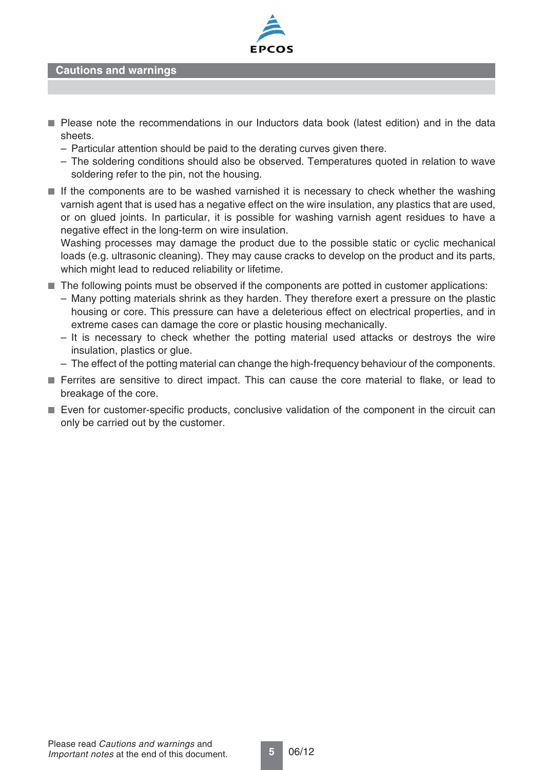## Cautions and warnings

- Please note the recommendations in our Inductors data book (latest edition) and in the data sheets.
  - Particular attention should be paid to the derating curves given there.
  - The soldering conditions should also be observed. Temperatures quoted in relation to wave soldering refer to the pin, not the housing.
- If the components are to be washed varnished it is necessary to check whether the washing varnish agent that is used has a negative effect on the wire insulation, any plastics that are used, or on glued joints. In particular, it is possible for washing varnish agent residues to have a negative effect in the long-term on wire insulation.
  Washing processes may damage the product due to the possible static or cyclic mechanical loads (e.g. ultrasonic cleaning). They may cause cracks to develop on the product and its parts, which might lead to reduced reliability or lifetime.
- The following points must be observed if the components are potted in customer applications:
  - Many potting materials shrink as they harden. They therefore exert a pressure on the plastic housing or core. This pressure can have a deleterious effect on electrical properties, and in extreme cases can damage the core or plastic housing mechanically.
  - It is necessary to check whether the potting material used attacks or destroys the wire insulation, plastics or glue.
  - The effect of the potting material can change the high-frequency behaviour of the components.
- Ferrites are sensitive to direct impact. This can cause the core material to flake, or lead to breakage of the core.
- Even for customer-specific products, conclusive validation of the component in the circuit can only be carried out by the customer.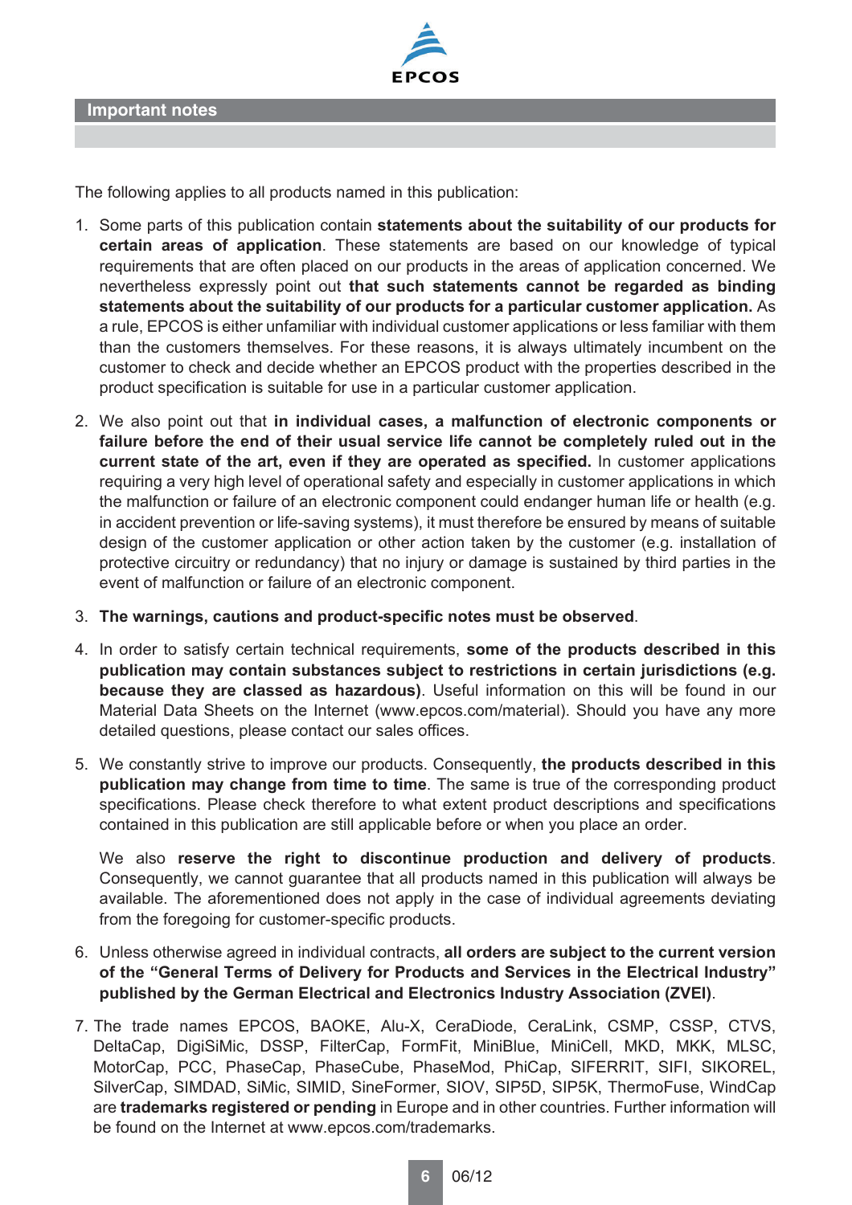## Important notes

The following applies to all products named in this publication:

1. Some parts of this publication contain **statements about the suitability of our products for certain areas of application**. These statements are based on our knowledge of typical requirements that are often placed on our products in the areas of application concerned. We nevertheless expressly point out **that such statements cannot be regarded as binding statements about the suitability of our products for a particular customer application.** As a rule, EPCOS is either unfamiliar with individual customer applications or less familiar with them than the customers themselves. For these reasons, it is always ultimately incumbent on the customer to check and decide whether an EPCOS product with the properties described in the product specification is suitable for use in a particular customer application.
2. We also point out that **in individual cases, a malfunction of electronic components or failure before the end of their usual service life cannot be completely ruled out in the current state of the art, even if they are operated as specified.** In customer applications requiring a very high level of operational safety and especially in customer applications in which the malfunction or failure of an electronic component could endanger human life or health (e.g. in accident prevention or life-saving systems), it must therefore be ensured by means of suitable design of the customer application or other action taken by the customer (e.g. installation of protective circuitry or redundancy) that no injury or damage is sustained by third parties in the event of malfunction or failure of an electronic component.
3. **The warnings, cautions and product-specific notes must be observed**.
4. In order to satisfy certain technical requirements, **some of the products described in this publication may contain substances subject to restrictions in certain jurisdictions (e.g. because they are classed as hazardous)**. Useful information on this will be found in our Material Data Sheets on the Internet (www.epcos.com/material). Should you have any more detailed questions, please contact our sales offices.
5. We constantly strive to improve our products. Consequently, **the products described in this publication may change from time to time**. The same is true of the corresponding product specifications. Please check therefore to what extent product descriptions and specifications contained in this publication are still applicable before or when you place an order.

   We also **reserve the right to discontinue production and delivery of products**. Consequently, we cannot guarantee that all products named in this publication will always be available. The aforementioned does not apply in the case of individual agreements deviating from the foregoing for customer-specific products.
6. Unless otherwise agreed in individual contracts, **all orders are subject to the current version of the "General Terms of Delivery for Products and Services in the Electrical Industry" published by the German Electrical and Electronics Industry Association (ZVEI)**.
7. The trade names EPCOS, BAOKE, Alu-X, CeraDiode, CeraLink, CSMP, CSSP, CTVS, DeltaCap, DigiSiMic, DSSP, FilterCap, FormFit, MiniBlue, MiniCell, MKD, MKK, MLSC, MotorCap, PCC, PhaseCap, PhaseCube, PhaseMod, PhiCap, SIFERRIT, SIFI, SIKOREL, SilverCap, SIMDAD, SiMic, SIMID, SineFormer, SIOV, SIP5D, SIP5K, ThermoFuse, WindCap are **trademarks registered or pending** in Europe and in other countries. Further information will be found on the Internet at www.epcos.com/trademarks.